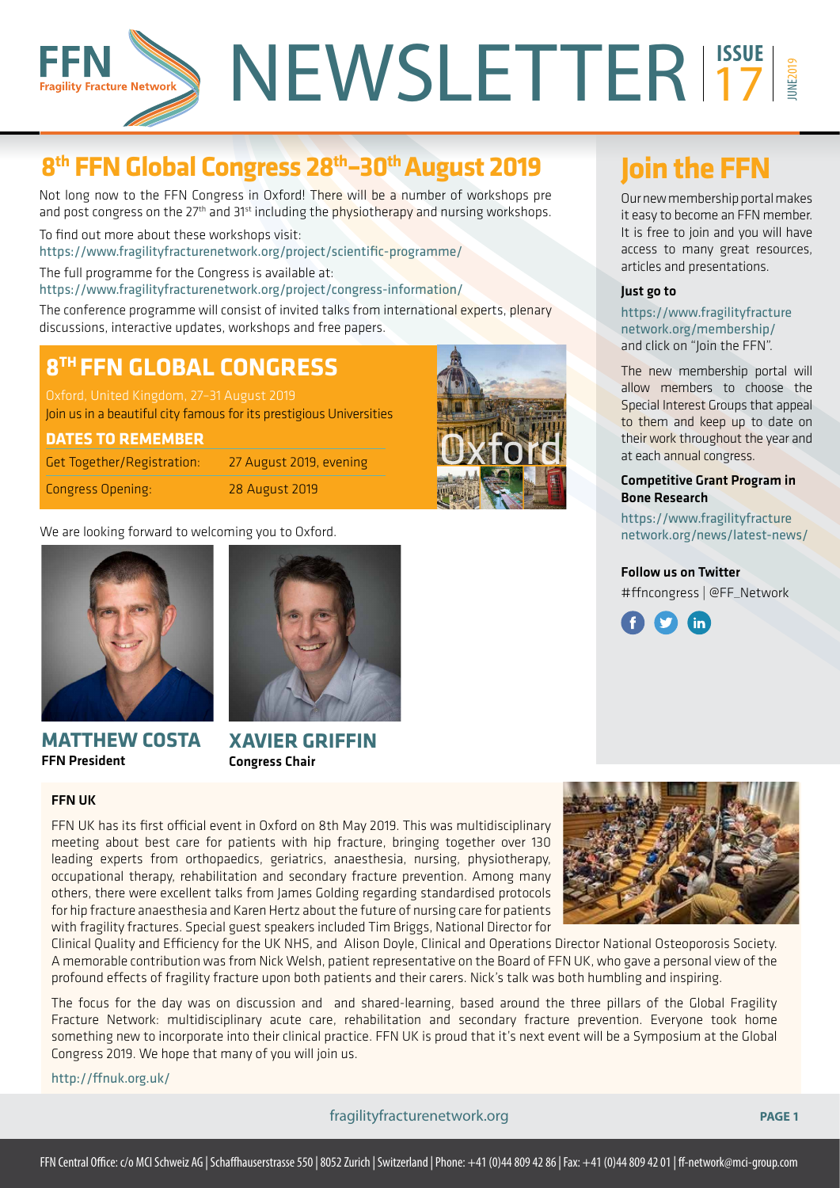# FFN NEWSLETTER ISSUE 17 JUNE 2019

Fragility Fracture Network

## 8th FFN Global Congress 28th–30th August 2019

Not long now to the FFN Congress in Oxford! There will be a number of workshops pre and post congress on the 27th and 31st including the physiotherapy and nursing workshops.

To find out more about these workshops visit:
https://www.fragilityfracturenetwork.org/project/scientific-programme/

The full programme for the Congress is available at:
https://www.fragilityfracturenetwork.org/project/congress-information/

The conference programme will consist of invited talks from international experts, plenary discussions, interactive updates, workshops and free papers.

### 8TH FFN GLOBAL CONGRESS

Oxford, United Kingdom, 27–31 August 2019

Join us in a beautiful city famous for its prestigious Universities

**DATES TO REMEMBER**

| | |
|---|---|
| Get Together/Registration: | 27 August 2019, evening |
| Congress Opening: | 28 August 2019 |

Oxford

We are looking forward to welcoming you to Oxford.

**MATTHEW COSTA**
**FFN President**

**XAVIER GRIFFIN**
**Congress Chair**

## Join the FFN

Our new membership portal makes it easy to become an FFN member. It is free to join and you will have access to many great resources, articles and presentations.

**Just go to**

https://www.fragilityfracturenetwork.org/membership/ and click on "Join the FFN".

The new membership portal will allow members to choose the Special Interest Groups that appeal to them and keep up to date on their work throughout the year and at each annual congress.

**Competitive Grant Program in Bone Research**

https://www.fragilityfracturenetwork.org/news/latest-news/

**Follow us on Twitter**

#ffncongress | @FF_Network

### FFN UK

FFN UK has its first official event in Oxford on 8th May 2019. This was multidisciplinary meeting about best care for patients with hip fracture, bringing together over 130 leading experts from orthopaedics, geriatrics, anaesthesia, nursing, physiotherapy, occupational therapy, rehabilitation and secondary fracture prevention. Among many others, there were excellent talks from James Golding regarding standardised protocols for hip fracture anaesthesia and Karen Hertz about the future of nursing care for patients with fragility fractures. Special guest speakers included Tim Briggs, National Director for Clinical Quality and Efficiency for the UK NHS, and Alison Doyle, Clinical and Operations Director National Osteoporosis Society. A memorable contribution was from Nick Welsh, patient representative on the Board of FFN UK, who gave a personal view of the profound effects of fragility fracture upon both patients and their carers. Nick's talk was both humbling and inspiring.

The focus for the day was on discussion and and shared-learning, based around the three pillars of the Global Fragility Fracture Network: multidisciplinary acute care, rehabilitation and secondary fracture prevention. Everyone took home something new to incorporate into their clinical practice. FFN UK is proud that it's next event will be a Symposium at the Global Congress 2019. We hope that many of you will join us.

http://ffnuk.org.uk/

fragilityfracturenetwork.org

FFN Central Office: c/o MCI Schweiz AG | Schaffhauserstrasse 550 | 8052 Zurich | Switzerland | Phone: +41 (0)44 809 42 86 | Fax: +41 (0)44 809 42 01 | ff-network@mci-group.com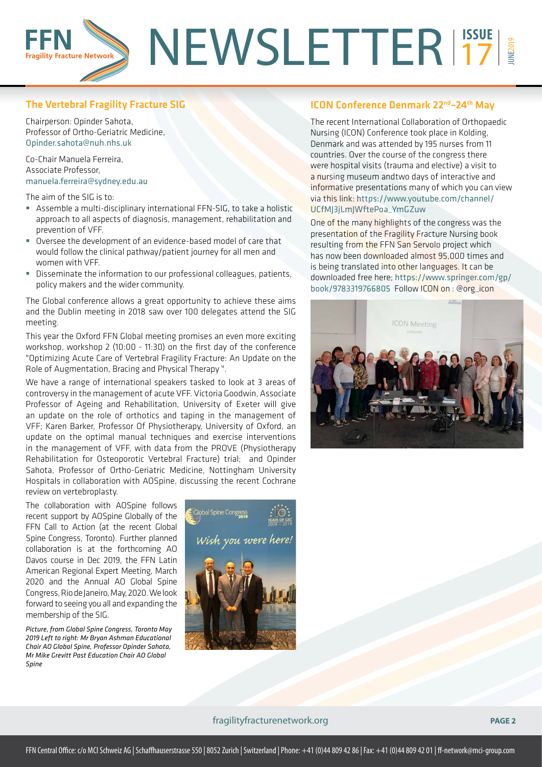## The Vertebral Fragility Fracture SIG

Chairperson: Opinder Sahota, Professor of Ortho-Geriatric Medicine, Opinder.sahota@nuh.nhs.uk

Co-Chair Manuela Ferreira, Associate Professor, manuela.ferreira@sydney.edu.au

The aim of the SIG is to:

- Assemble a multi-disciplinary international FFN-SIG, to take a holistic approach to all aspects of diagnosis, management, rehabilitation and prevention of VFF.
- Oversee the development of an evidence-based model of care that would follow the clinical pathway/patient journey for all men and women with VFF.
- Disseminate the information to our professional colleagues, patients, policy makers and the wider community.

The Global conference allows a great opportunity to achieve these aims and the Dublin meeting in 2018 saw over 100 delegates attend the SIG meeting.

This year the Oxford FFN Global meeting promises an even more exciting workshop, workshop 2 (10:00 - 11:30) on the first day of the conference "Optimizing Acute Care of Vertebral Fragility Fracture: An Update on the Role of Augmentation, Bracing and Physical Therapy ".

We have a range of international speakers tasked to look at 3 areas of controversy in the management of acute VFF. Victoria Goodwin, Associate Professor of Ageing and Rehabilitation, University of Exeter will give an update on the role of orthotics and taping in the management of VFF; Karen Barker, Professor Of Physiotherapy, University of Oxford, an update on the optimal manual techniques and exercise interventions in the management of VFF, with data from the PROVE (Physiotherapy Rehabilitation for Osteoporotic Vertebral Fracture) trial; and Opinder Sahota, Professor of Ortho-Geriatric Medicine, Nottingham University Hospitals in collaboration with AOSpine, discussing the recent Cochrane review on vertebroplasty.

The collaboration with AOSpine follows recent support by AOSpine Globally of the FFN Call to Action (at the recent Global Spine Congress, Toronto). Further planned collaboration is at the forthcoming AO Davos course in Dec 2019, the FFN Latin American Regional Expert Meeting, March 2020 and the Annual AO Global Spine Congress, Rio de Janeiro, May, 2020. We look forward to seeing you all and expanding the membership of the SIG.

*Picture, from Global Spine Congress, Toronto May 2019 Left to right: Mr Bryan Ashman Educational Chair AO Global Spine, Professor Opinder Sahota, Mr Mike Grevitt Past Education Chair AO Global Spine*

## ICON Conference Denmark 22nd–24th May

The recent International Collaboration of Orthopaedic Nursing (ICON) Conference took place in Kolding, Denmark and was attended by 195 nurses from 11 countries. Over the course of the congress there were hospital visits (trauma and elective) a visit to a nursing museum andtwo days of interactive and informative presentations many of which you can view via this link: https://www.youtube.com/channel/UCfMJ3jLmJWftePoa_YmGZuw

One of the many highlights of the congress was the presentation of the Fragility Fracture Nursing book resulting from the FFN San Servolo project which has now been downloaded almost 95,000 times and is being translated into other languages. It can be downloaded free here; https://www.springer.com/gp/book/9783319766805 Follow ICON on : @org_icon